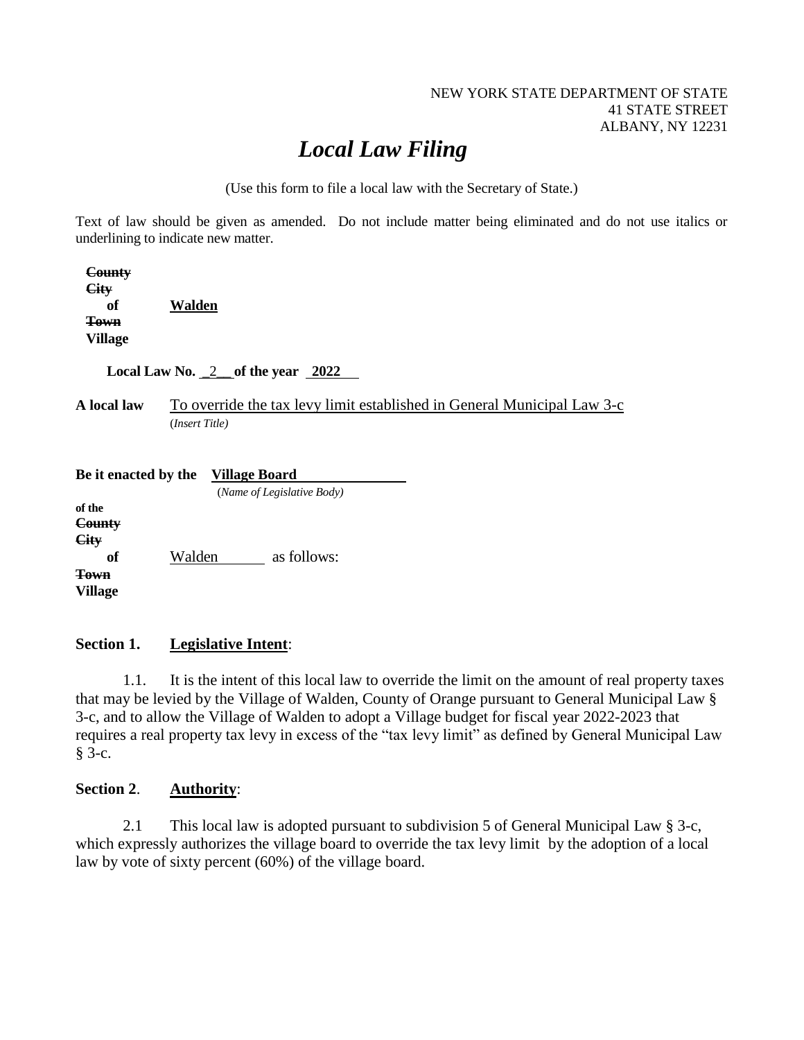NEW YORK STATE DEPARTMENT OF STATE
41 STATE STREET
ALBANY, NY 12231

# *Local Law Filing*

(Use this form to file a local law with the Secretary of State.)

Text of law should be given as amended. Do not include matter being eliminated and do not use italics or underlining to indicate new matter.

**~~County~~**
**~~City~~**
**of** **Walden**
**~~Town~~**
**Village**

**Local Law No.** 2 **of the year** **2022**

**A local law** To override the tax levy limit established in General Municipal Law 3-c
(*Insert Title)*

**Be it enacted by the** **Village Board**
(*Name of Legislative Body)*

**of the**
**~~County~~**
**~~City~~**
**of** Walden as follows:
**~~Town~~**
**Village**

**Section 1.** **Legislative Intent**:

1.1. It is the intent of this local law to override the limit on the amount of real property taxes that may be levied by the Village of Walden, County of Orange pursuant to General Municipal Law § 3-c, and to allow the Village of Walden to adopt a Village budget for fiscal year 2022-2023 that requires a real property tax levy in excess of the "tax levy limit" as defined by General Municipal Law § 3-c.

**Section 2**. **Authority**:

2.1 This local law is adopted pursuant to subdivision 5 of General Municipal Law § 3-c, which expressly authorizes the village board to override the tax levy limit by the adoption of a local law by vote of sixty percent (60%) of the village board.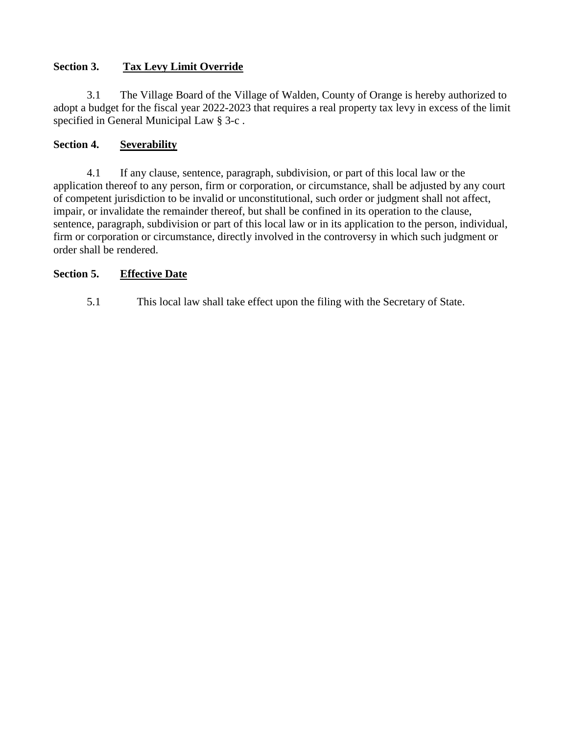**Section 3. <u>Tax Levy Limit Override</u>**

3.1 The Village Board of the Village of Walden, County of Orange is hereby authorized to adopt a budget for the fiscal year 2022-2023 that requires a real property tax levy in excess of the limit specified in General Municipal Law § 3-c .

**Section 4. <u>Severability</u>**

4.1 If any clause, sentence, paragraph, subdivision, or part of this local law or the application thereof to any person, firm or corporation, or circumstance, shall be adjusted by any court of competent jurisdiction to be invalid or unconstitutional, such order or judgment shall not affect, impair, or invalidate the remainder thereof, but shall be confined in its operation to the clause, sentence, paragraph, subdivision or part of this local law or in its application to the person, individual, firm or corporation or circumstance, directly involved in the controversy in which such judgment or order shall be rendered.

**Section 5. <u>Effective Date</u>**

5.1 This local law shall take effect upon the filing with the Secretary of State.